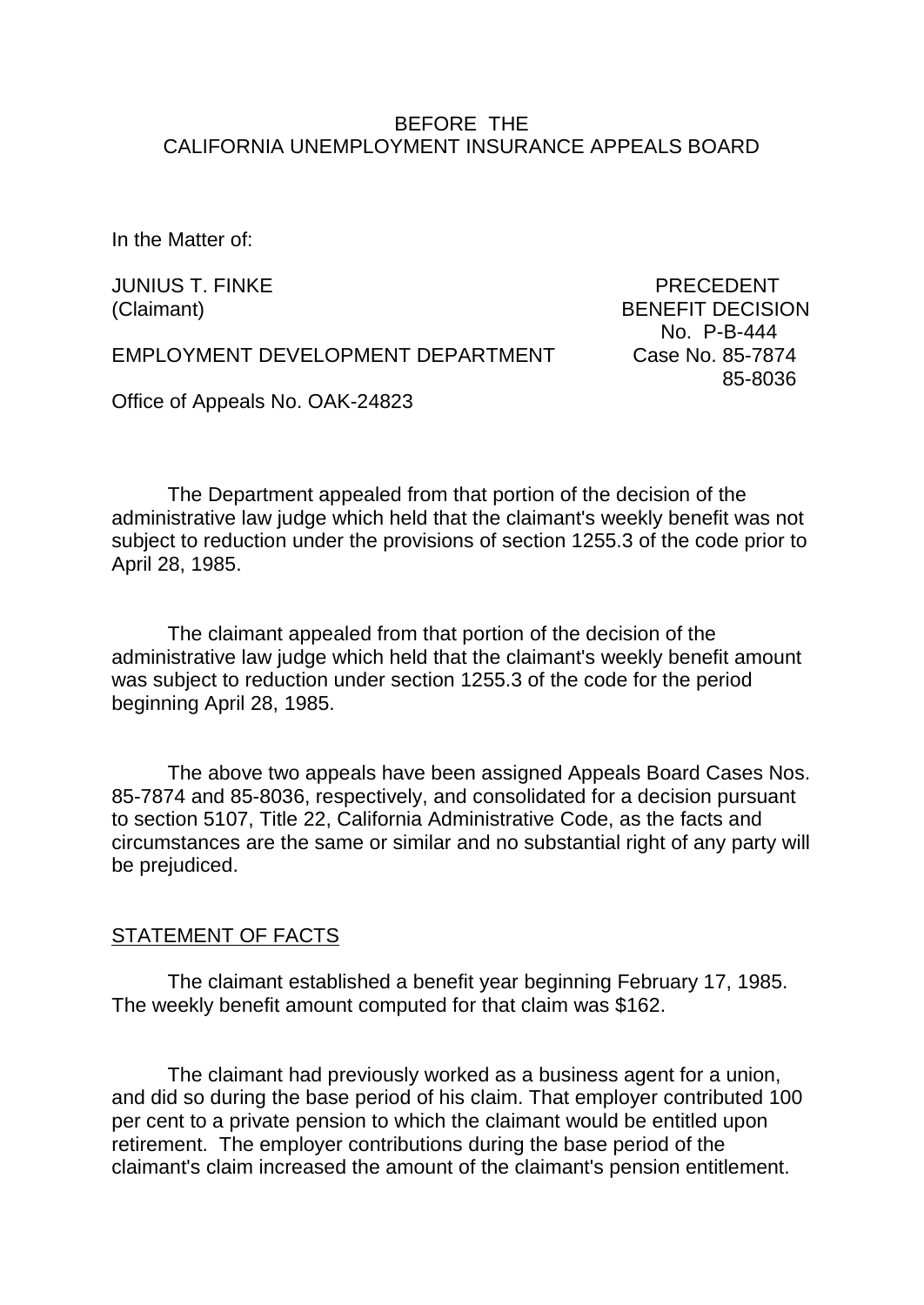BEFORE THE
CALIFORNIA UNEMPLOYMENT INSURANCE APPEALS BOARD

In the Matter of:

JUNIUS T. FINKE
(Claimant)

EMPLOYMENT DEVELOPMENT DEPARTMENT

Office of Appeals No. OAK-24823

PRECEDENT
BENEFIT DECISION
No. P-B-444
Case No. 85-7874
85-8036

The Department appealed from that portion of the decision of the administrative law judge which held that the claimant's weekly benefit was not subject to reduction under the provisions of section 1255.3 of the code prior to April 28, 1985.

The claimant appealed from that portion of the decision of the administrative law judge which held that the claimant's weekly benefit amount was subject to reduction under section 1255.3 of the code for the period beginning April 28, 1985.

The above two appeals have been assigned Appeals Board Cases Nos. 85-7874 and 85-8036, respectively, and consolidated for a decision pursuant to section 5107, Title 22, California Administrative Code, as the facts and circumstances are the same or similar and no substantial right of any party will be prejudiced.

## STATEMENT OF FACTS

The claimant established a benefit year beginning February 17, 1985. The weekly benefit amount computed for that claim was $162.

The claimant had previously worked as a business agent for a union, and did so during the base period of his claim. That employer contributed 100 per cent to a private pension to which the claimant would be entitled upon retirement. The employer contributions during the base period of the claimant's claim increased the amount of the claimant's pension entitlement.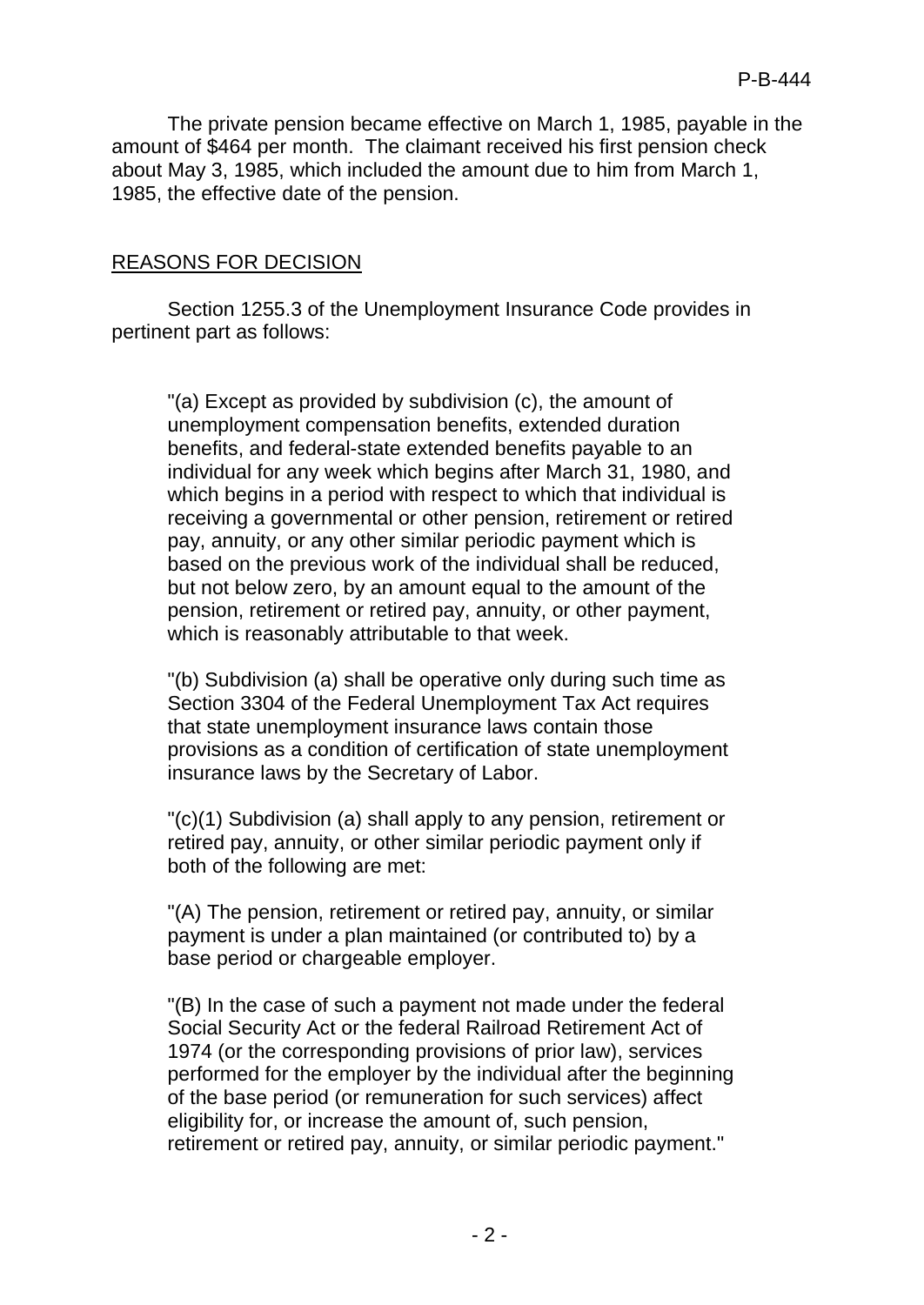The private pension became effective on March 1, 1985, payable in the amount of $464 per month. The claimant received his first pension check about May 3, 1985, which included the amount due to him from March 1, 1985, the effective date of the pension.

## REASONS FOR DECISION

Section 1255.3 of the Unemployment Insurance Code provides in pertinent part as follows:

> "(a) Except as provided by subdivision (c), the amount of unemployment compensation benefits, extended duration benefits, and federal-state extended benefits payable to an individual for any week which begins after March 31, 1980, and which begins in a period with respect to which that individual is receiving a governmental or other pension, retirement or retired pay, annuity, or any other similar periodic payment which is based on the previous work of the individual shall be reduced, but not below zero, by an amount equal to the amount of the pension, retirement or retired pay, annuity, or other payment, which is reasonably attributable to that week.
>
> "(b) Subdivision (a) shall be operative only during such time as Section 3304 of the Federal Unemployment Tax Act requires that state unemployment insurance laws contain those provisions as a condition of certification of state unemployment insurance laws by the Secretary of Labor.
>
> "(c)(1) Subdivision (a) shall apply to any pension, retirement or retired pay, annuity, or other similar periodic payment only if both of the following are met:
>
> "(A) The pension, retirement or retired pay, annuity, or similar payment is under a plan maintained (or contributed to) by a base period or chargeable employer.
>
> "(B) In the case of such a payment not made under the federal Social Security Act or the federal Railroad Retirement Act of 1974 (or the corresponding provisions of prior law), services performed for the employer by the individual after the beginning of the base period (or remuneration for such services) affect eligibility for, or increase the amount of, such pension, retirement or retired pay, annuity, or similar periodic payment."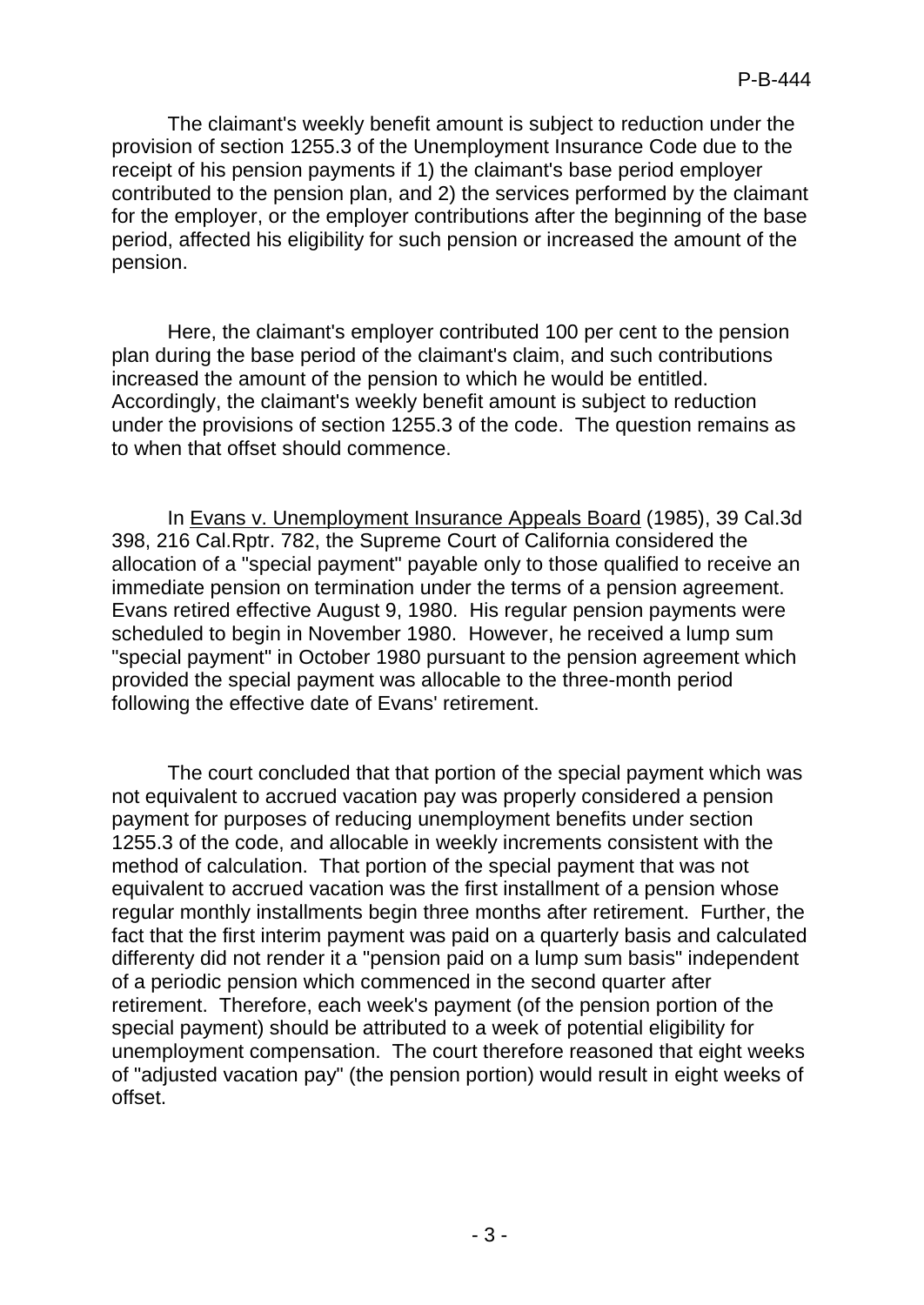The claimant's weekly benefit amount is subject to reduction under the provision of section 1255.3 of the Unemployment Insurance Code due to the receipt of his pension payments if 1) the claimant's base period employer contributed to the pension plan, and 2) the services performed by the claimant for the employer, or the employer contributions after the beginning of the base period, affected his eligibility for such pension or increased the amount of the pension.

Here, the claimant's employer contributed 100 per cent to the pension plan during the base period of the claimant's claim, and such contributions increased the amount of the pension to which he would be entitled. Accordingly, the claimant's weekly benefit amount is subject to reduction under the provisions of section 1255.3 of the code. The question remains as to when that offset should commence.

In Evans v. Unemployment Insurance Appeals Board (1985), 39 Cal.3d 398, 216 Cal.Rptr. 782, the Supreme Court of California considered the allocation of a "special payment" payable only to those qualified to receive an immediate pension on termination under the terms of a pension agreement. Evans retired effective August 9, 1980. His regular pension payments were scheduled to begin in November 1980. However, he received a lump sum "special payment" in October 1980 pursuant to the pension agreement which provided the special payment was allocable to the three-month period following the effective date of Evans' retirement.

The court concluded that that portion of the special payment which was not equivalent to accrued vacation pay was properly considered a pension payment for purposes of reducing unemployment benefits under section 1255.3 of the code, and allocable in weekly increments consistent with the method of calculation. That portion of the special payment that was not equivalent to accrued vacation was the first installment of a pension whose regular monthly installments begin three months after retirement. Further, the fact that the first interim payment was paid on a quarterly basis and calculated differenty did not render it a "pension paid on a lump sum basis" independent of a periodic pension which commenced in the second quarter after retirement. Therefore, each week's payment (of the pension portion of the special payment) should be attributed to a week of potential eligibility for unemployment compensation. The court therefore reasoned that eight weeks of "adjusted vacation pay" (the pension portion) would result in eight weeks of offset.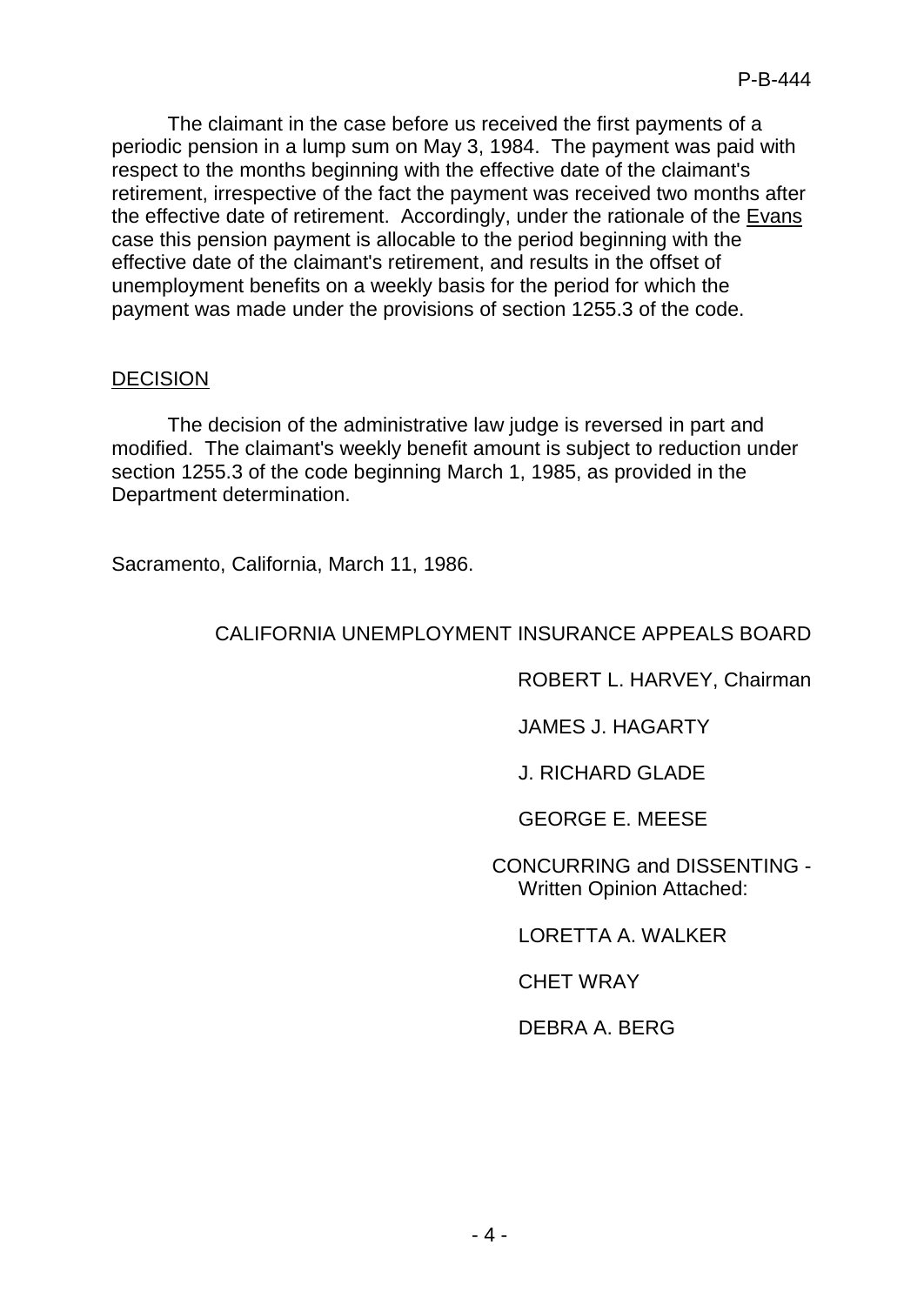The claimant in the case before us received the first payments of a periodic pension in a lump sum on May 3, 1984. The payment was paid with respect to the months beginning with the effective date of the claimant's retirement, irrespective of the fact the payment was received two months after the effective date of retirement. Accordingly, under the rationale of the Evans case this pension payment is allocable to the period beginning with the effective date of the claimant's retirement, and results in the offset of unemployment benefits on a weekly basis for the period for which the payment was made under the provisions of section 1255.3 of the code.

## DECISION

The decision of the administrative law judge is reversed in part and modified. The claimant's weekly benefit amount is subject to reduction under section 1255.3 of the code beginning March 1, 1985, as provided in the Department determination.

Sacramento, California, March 11, 1986.

CALIFORNIA UNEMPLOYMENT INSURANCE APPEALS BOARD

ROBERT L. HARVEY, Chairman

JAMES J. HAGARTY

J. RICHARD GLADE

GEORGE E. MEESE

CONCURRING and DISSENTING - Written Opinion Attached:

LORETTA A. WALKER

CHET WRAY

DEBRA A. BERG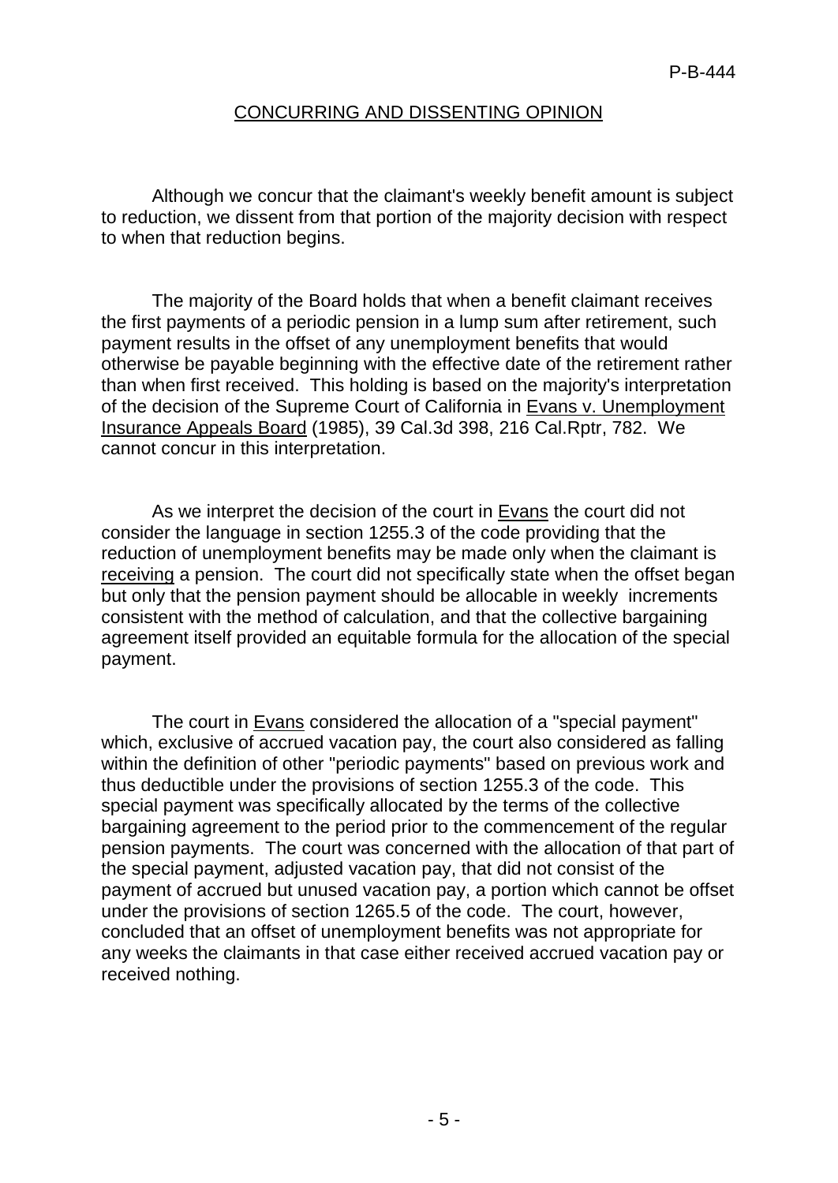## CONCURRING AND DISSENTING OPINION

Although we concur that the claimant's weekly benefit amount is subject to reduction, we dissent from that portion of the majority decision with respect to when that reduction begins.

The majority of the Board holds that when a benefit claimant receives the first payments of a periodic pension in a lump sum after retirement, such payment results in the offset of any unemployment benefits that would otherwise be payable beginning with the effective date of the retirement rather than when first received. This holding is based on the majority's interpretation of the decision of the Supreme Court of California in Evans v. Unemployment Insurance Appeals Board (1985), 39 Cal.3d 398, 216 Cal.Rptr, 782. We cannot concur in this interpretation.

As we interpret the decision of the court in Evans the court did not consider the language in section 1255.3 of the code providing that the reduction of unemployment benefits may be made only when the claimant is receiving a pension. The court did not specifically state when the offset began but only that the pension payment should be allocable in weekly increments consistent with the method of calculation, and that the collective bargaining agreement itself provided an equitable formula for the allocation of the special payment.

The court in Evans considered the allocation of a "special payment" which, exclusive of accrued vacation pay, the court also considered as falling within the definition of other "periodic payments" based on previous work and thus deductible under the provisions of section 1255.3 of the code. This special payment was specifically allocated by the terms of the collective bargaining agreement to the period prior to the commencement of the regular pension payments. The court was concerned with the allocation of that part of the special payment, adjusted vacation pay, that did not consist of the payment of accrued but unused vacation pay, a portion which cannot be offset under the provisions of section 1265.5 of the code. The court, however, concluded that an offset of unemployment benefits was not appropriate for any weeks the claimants in that case either received accrued vacation pay or received nothing.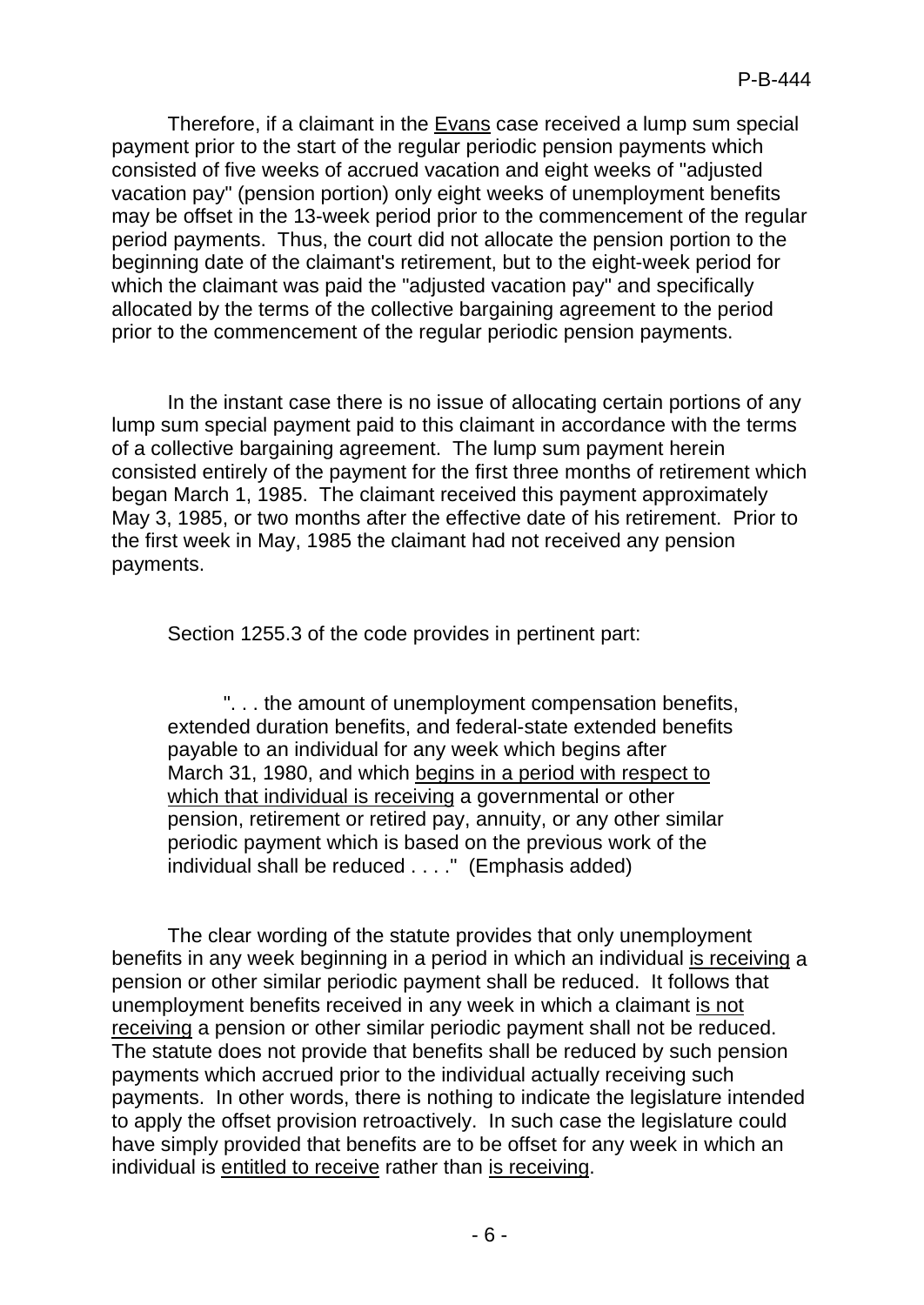Therefore, if a claimant in the Evans case received a lump sum special payment prior to the start of the regular periodic pension payments which consisted of five weeks of accrued vacation and eight weeks of "adjusted vacation pay" (pension portion) only eight weeks of unemployment benefits may be offset in the 13-week period prior to the commencement of the regular period payments. Thus, the court did not allocate the pension portion to the beginning date of the claimant's retirement, but to the eight-week period for which the claimant was paid the "adjusted vacation pay" and specifically allocated by the terms of the collective bargaining agreement to the period prior to the commencement of the regular periodic pension payments.

In the instant case there is no issue of allocating certain portions of any lump sum special payment paid to this claimant in accordance with the terms of a collective bargaining agreement. The lump sum payment herein consisted entirely of the payment for the first three months of retirement which began March 1, 1985. The claimant received this payment approximately May 3, 1985, or two months after the effective date of his retirement. Prior to the first week in May, 1985 the claimant had not received any pension payments.

Section 1255.3 of the code provides in pertinent part:

> ". . . the amount of unemployment compensation benefits, extended duration benefits, and federal-state extended benefits payable to an individual for any week which begins after March 31, 1980, and which begins in a period with respect to which that individual is receiving a governmental or other pension, retirement or retired pay, annuity, or any other similar periodic payment which is based on the previous work of the individual shall be reduced . . . ." (Emphasis added)

The clear wording of the statute provides that only unemployment benefits in any week beginning in a period in which an individual is receiving a pension or other similar periodic payment shall be reduced. It follows that unemployment benefits received in any week in which a claimant is not receiving a pension or other similar periodic payment shall not be reduced. The statute does not provide that benefits shall be reduced by such pension payments which accrued prior to the individual actually receiving such payments. In other words, there is nothing to indicate the legislature intended to apply the offset provision retroactively. In such case the legislature could have simply provided that benefits are to be offset for any week in which an individual is entitled to receive rather than is receiving.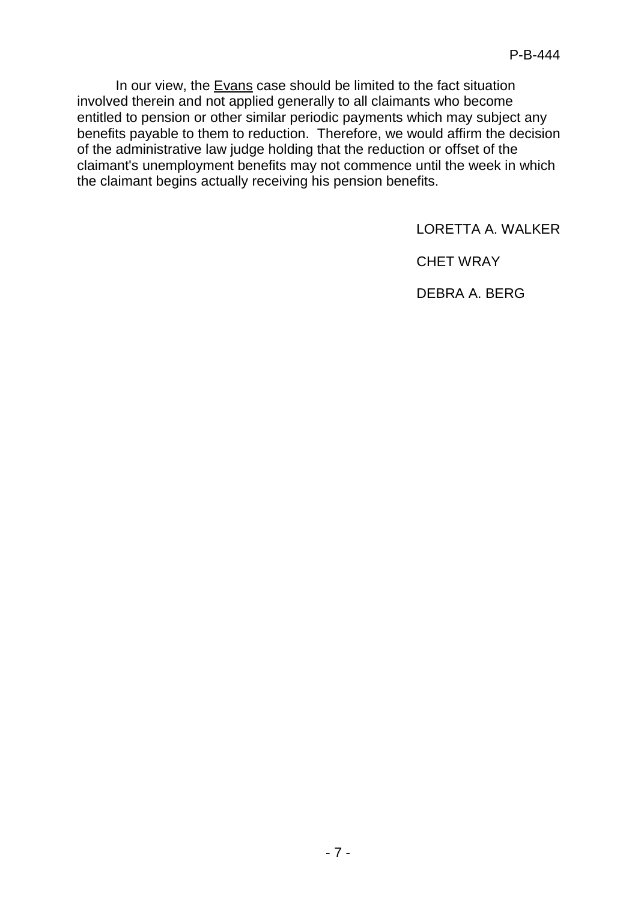In our view, the Evans case should be limited to the fact situation involved therein and not applied generally to all claimants who become entitled to pension or other similar periodic payments which may subject any benefits payable to them to reduction. Therefore, we would affirm the decision of the administrative law judge holding that the reduction or offset of the claimant's unemployment benefits may not commence until the week in which the claimant begins actually receiving his pension benefits.

LORETTA A. WALKER

CHET WRAY

DEBRA A. BERG